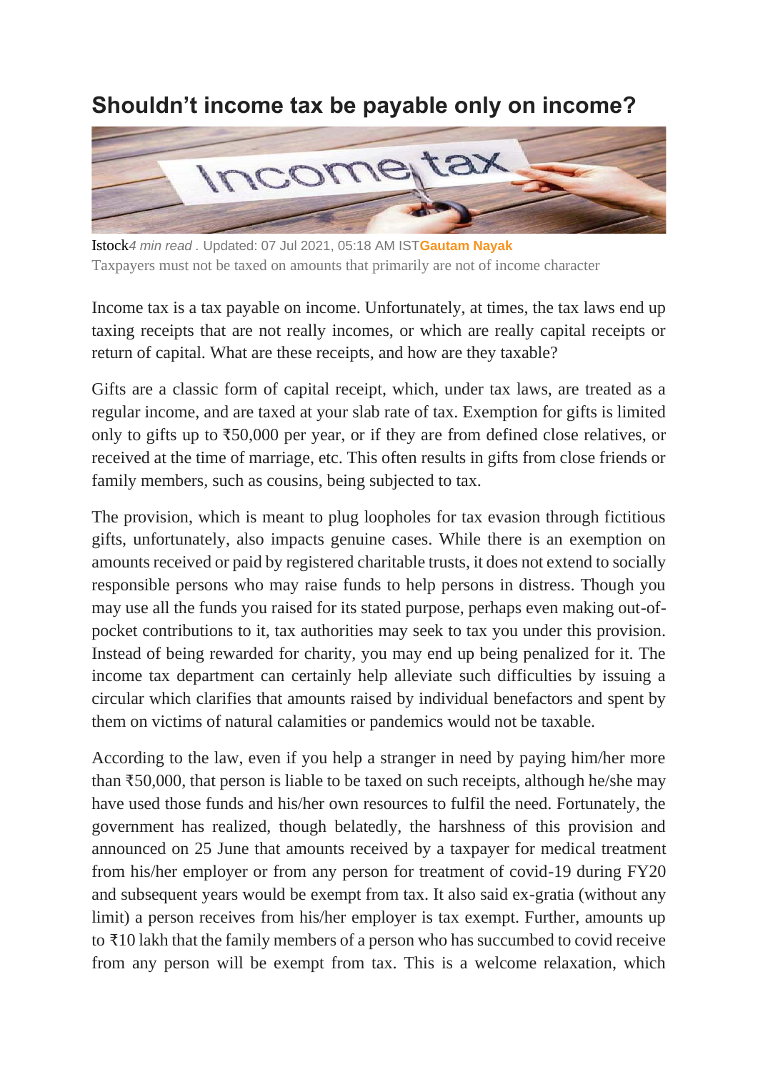# Shouldn't income tax be payable only on income?

Istock*4 min read* . Updated: 07 Jul 2021, 05:18 AM IST**Gautam Nayak**

Taxpayers must not be taxed on amounts that primarily are not of income character

Income tax is a tax payable on income. Unfortunately, at times, the tax laws end up taxing receipts that are not really incomes, or which are really capital receipts or return of capital. What are these receipts, and how are they taxable?

Gifts are a classic form of capital receipt, which, under tax laws, are treated as a regular income, and are taxed at your slab rate of tax. Exemption for gifts is limited only to gifts up to ₹50,000 per year, or if they are from defined close relatives, or received at the time of marriage, etc. This often results in gifts from close friends or family members, such as cousins, being subjected to tax.

The provision, which is meant to plug loopholes for tax evasion through fictitious gifts, unfortunately, also impacts genuine cases. While there is an exemption on amounts received or paid by registered charitable trusts, it does not extend to socially responsible persons who may raise funds to help persons in distress. Though you may use all the funds you raised for its stated purpose, perhaps even making out-of-pocket contributions to it, tax authorities may seek to tax you under this provision. Instead of being rewarded for charity, you may end up being penalized for it. The income tax department can certainly help alleviate such difficulties by issuing a circular which clarifies that amounts raised by individual benefactors and spent by them on victims of natural calamities or pandemics would not be taxable.

According to the law, even if you help a stranger in need by paying him/her more than ₹50,000, that person is liable to be taxed on such receipts, although he/she may have used those funds and his/her own resources to fulfil the need. Fortunately, the government has realized, though belatedly, the harshness of this provision and announced on 25 June that amounts received by a taxpayer for medical treatment from his/her employer or from any person for treatment of covid-19 during FY20 and subsequent years would be exempt from tax. It also said ex-gratia (without any limit) a person receives from his/her employer is tax exempt. Further, amounts up to ₹10 lakh that the family members of a person who has succumbed to covid receive from any person will be exempt from tax. This is a welcome relaxation, which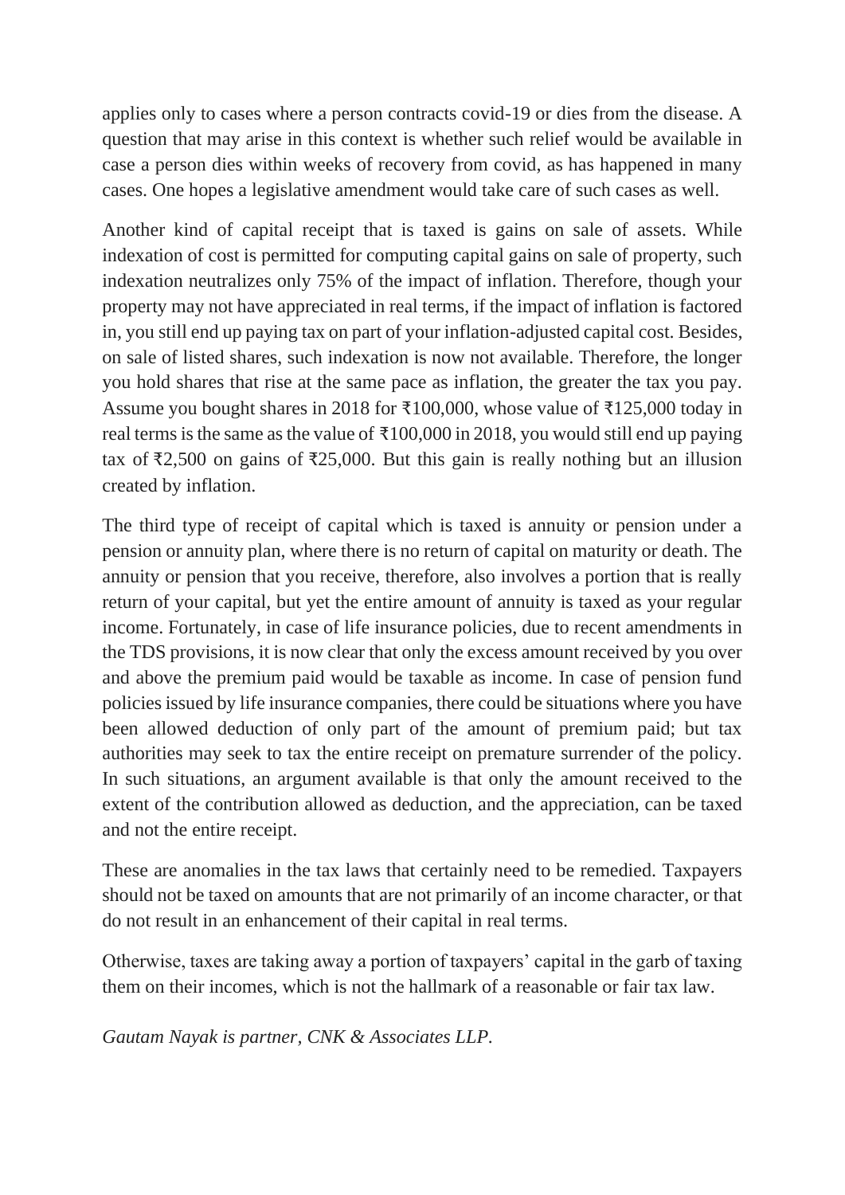applies only to cases where a person contracts covid-19 or dies from the disease. A question that may arise in this context is whether such relief would be available in case a person dies within weeks of recovery from covid, as has happened in many cases. One hopes a legislative amendment would take care of such cases as well.

Another kind of capital receipt that is taxed is gains on sale of assets. While indexation of cost is permitted for computing capital gains on sale of property, such indexation neutralizes only 75% of the impact of inflation. Therefore, though your property may not have appreciated in real terms, if the impact of inflation is factored in, you still end up paying tax on part of your inflation-adjusted capital cost. Besides, on sale of listed shares, such indexation is now not available. Therefore, the longer you hold shares that rise at the same pace as inflation, the greater the tax you pay. Assume you bought shares in 2018 for ₹100,000, whose value of ₹125,000 today in real terms is the same as the value of ₹100,000 in 2018, you would still end up paying tax of ₹2,500 on gains of ₹25,000. But this gain is really nothing but an illusion created by inflation.

The third type of receipt of capital which is taxed is annuity or pension under a pension or annuity plan, where there is no return of capital on maturity or death. The annuity or pension that you receive, therefore, also involves a portion that is really return of your capital, but yet the entire amount of annuity is taxed as your regular income. Fortunately, in case of life insurance policies, due to recent amendments in the TDS provisions, it is now clear that only the excess amount received by you over and above the premium paid would be taxable as income. In case of pension fund policies issued by life insurance companies, there could be situations where you have been allowed deduction of only part of the amount of premium paid; but tax authorities may seek to tax the entire receipt on premature surrender of the policy. In such situations, an argument available is that only the amount received to the extent of the contribution allowed as deduction, and the appreciation, can be taxed and not the entire receipt.

These are anomalies in the tax laws that certainly need to be remedied. Taxpayers should not be taxed on amounts that are not primarily of an income character, or that do not result in an enhancement of their capital in real terms.

Otherwise, taxes are taking away a portion of taxpayers' capital in the garb of taxing them on their incomes, which is not the hallmark of a reasonable or fair tax law.

*Gautam Nayak is partner, CNK & Associates LLP.*